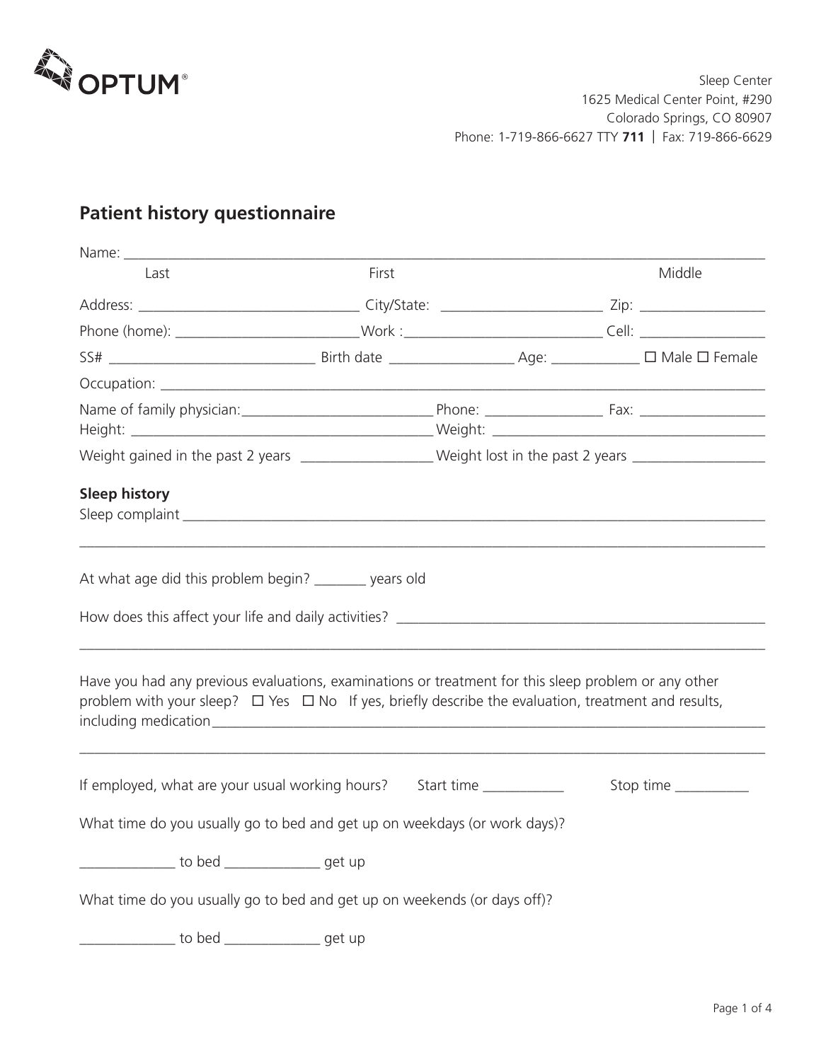OPTUM®

Sleep Center
1625 Medical Center Point, #290
Colorado Springs, CO 80907
Phone: 1-719-866-6627 TTY **711** | Fax: 719-866-6629

## Patient history questionnaire

Name: ______________________________________________________________
Last First Middle

Address: ____________________ City/State: ________________ Zip: ____________

Phone (home): ________________Work :__________________ Cell: ____________

SS# ____________________ Birth date ____________ Age: _________ ☐ Male ☐ Female

Occupation: ______________________________________________________________

Name of family physician:__________________ Phone: ____________ Fax: ____________

Height: ____________________________ Weight: ____________________________

Weight gained in the past 2 years ____________ Weight lost in the past 2 years ____________

**Sleep history**

Sleep complaint ______________________________________________________________

______________________________________________________________

At what age did this problem begin? _______ years old

How does this affect your life and daily activities? ____________________________________

______________________________________________________________

Have you had any previous evaluations, examinations or treatment for this sleep problem or any other problem with your sleep? ☐ Yes ☐ No If yes, briefly describe the evaluation, treatment and results, including medication______________________________________________________

______________________________________________________________

If employed, what are your usual working hours? Start time ___________ Stop time __________

What time do you usually go to bed and get up on weekdays (or work days)?

_____________ to bed _____________ get up

What time do you usually go to bed and get up on weekends (or days off)?

_____________ to bed _____________ get up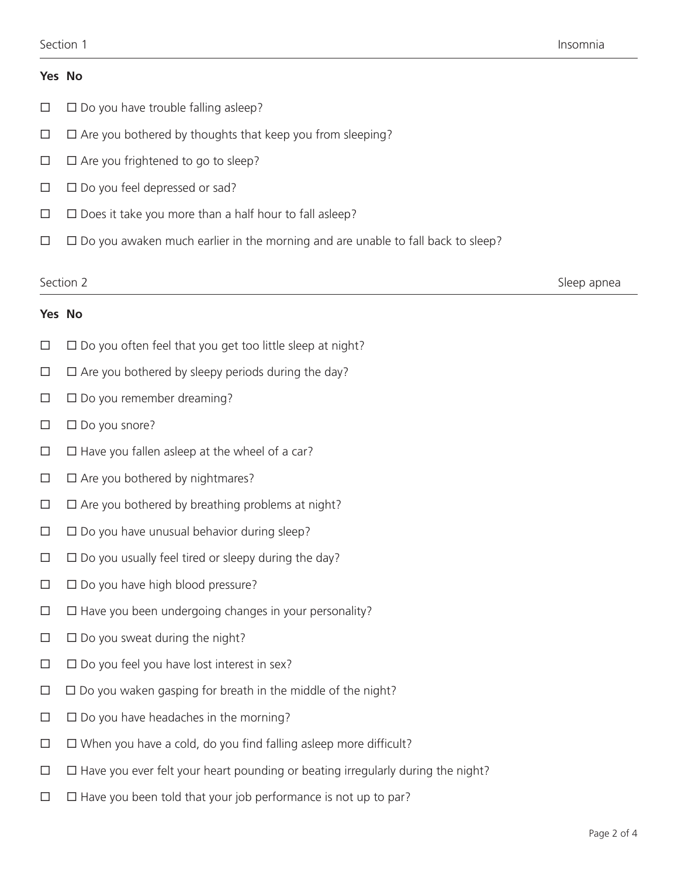## Section 1 — Insomnia

**Yes No**

- ☐ ☐ Do you have trouble falling asleep?
- ☐ ☐ Are you bothered by thoughts that keep you from sleeping?
- ☐ ☐ Are you frightened to go to sleep?
- ☐ ☐ Do you feel depressed or sad?
- ☐ ☐ Does it take you more than a half hour to fall asleep?
- ☐ ☐ Do you awaken much earlier in the morning and are unable to fall back to sleep?

## Section 2 — Sleep apnea

**Yes No**

- ☐ ☐ Do you often feel that you get too little sleep at night?
- ☐ ☐ Are you bothered by sleepy periods during the day?
- ☐ ☐ Do you remember dreaming?
- ☐ ☐ Do you snore?
- ☐ ☐ Have you fallen asleep at the wheel of a car?
- ☐ ☐ Are you bothered by nightmares?
- ☐ ☐ Are you bothered by breathing problems at night?
- ☐ ☐ Do you have unusual behavior during sleep?
- ☐ ☐ Do you usually feel tired or sleepy during the day?
- ☐ ☐ Do you have high blood pressure?
- ☐ ☐ Have you been undergoing changes in your personality?
- ☐ ☐ Do you sweat during the night?
- ☐ ☐ Do you feel you have lost interest in sex?
- ☐ ☐ Do you waken gasping for breath in the middle of the night?
- ☐ ☐ Do you have headaches in the morning?
- ☐ ☐ When you have a cold, do you find falling asleep more difficult?
- ☐ ☐ Have you ever felt your heart pounding or beating irregularly during the night?
- ☐ ☐ Have you been told that your job performance is not up to par?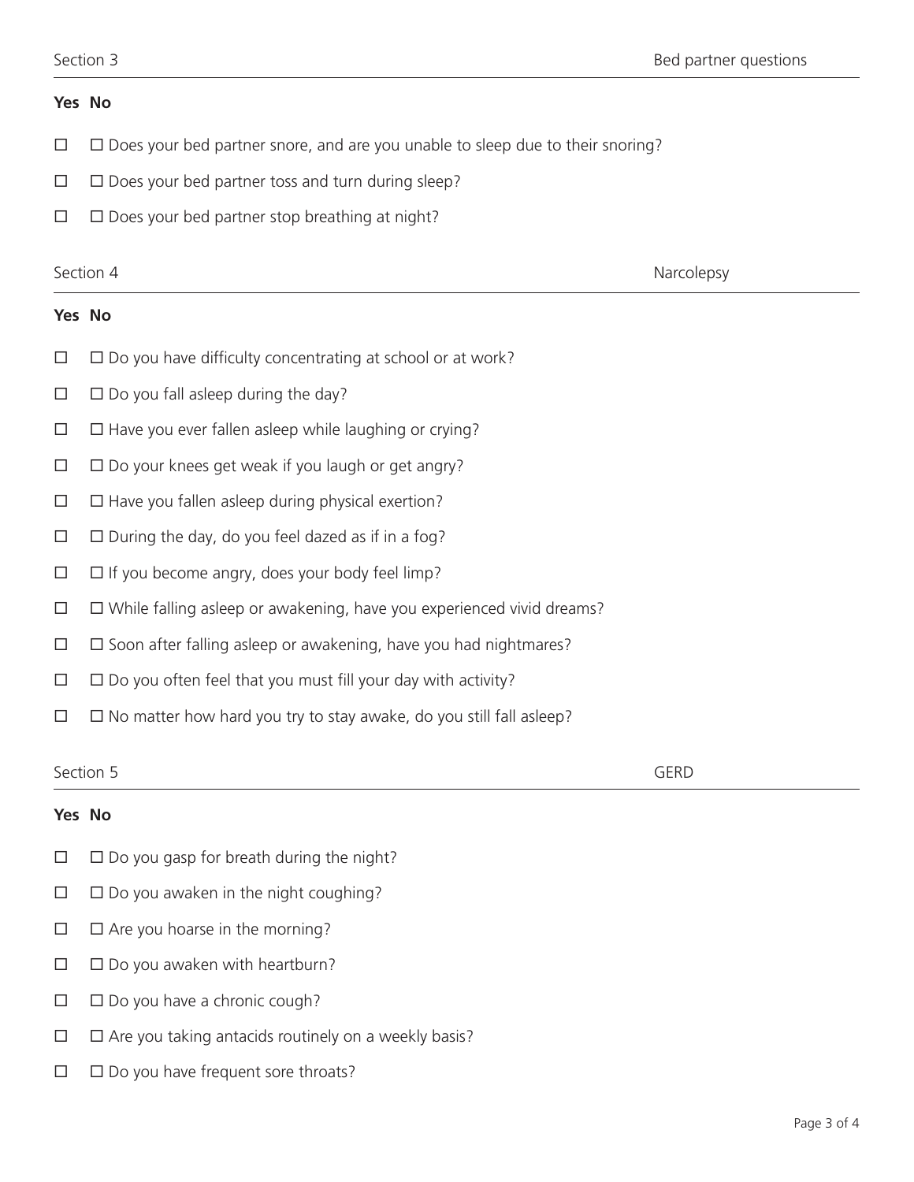## Section 3 — Bed partner questions

**Yes No**

- ☐ ☐ Does your bed partner snore, and are you unable to sleep due to their snoring?
- ☐ ☐ Does your bed partner toss and turn during sleep?
- ☐ ☐ Does your bed partner stop breathing at night?

## Section 4 — Narcolepsy

**Yes No**

- ☐ ☐ Do you have difficulty concentrating at school or at work?
- ☐ ☐ Do you fall asleep during the day?
- ☐ ☐ Have you ever fallen asleep while laughing or crying?
- ☐ ☐ Do your knees get weak if you laugh or get angry?
- ☐ ☐ Have you fallen asleep during physical exertion?
- ☐ ☐ During the day, do you feel dazed as if in a fog?
- ☐ ☐ If you become angry, does your body feel limp?
- ☐ ☐ While falling asleep or awakening, have you experienced vivid dreams?
- ☐ ☐ Soon after falling asleep or awakening, have you had nightmares?
- ☐ ☐ Do you often feel that you must fill your day with activity?
- ☐ ☐ No matter how hard you try to stay awake, do you still fall asleep?

## Section 5 — GERD

**Yes No**

- ☐ ☐ Do you gasp for breath during the night?
- ☐ ☐ Do you awaken in the night coughing?
- ☐ ☐ Are you hoarse in the morning?
- ☐ ☐ Do you awaken with heartburn?
- ☐ ☐ Do you have a chronic cough?
- ☐ ☐ Are you taking antacids routinely on a weekly basis?
- ☐ ☐ Do you have frequent sore throats?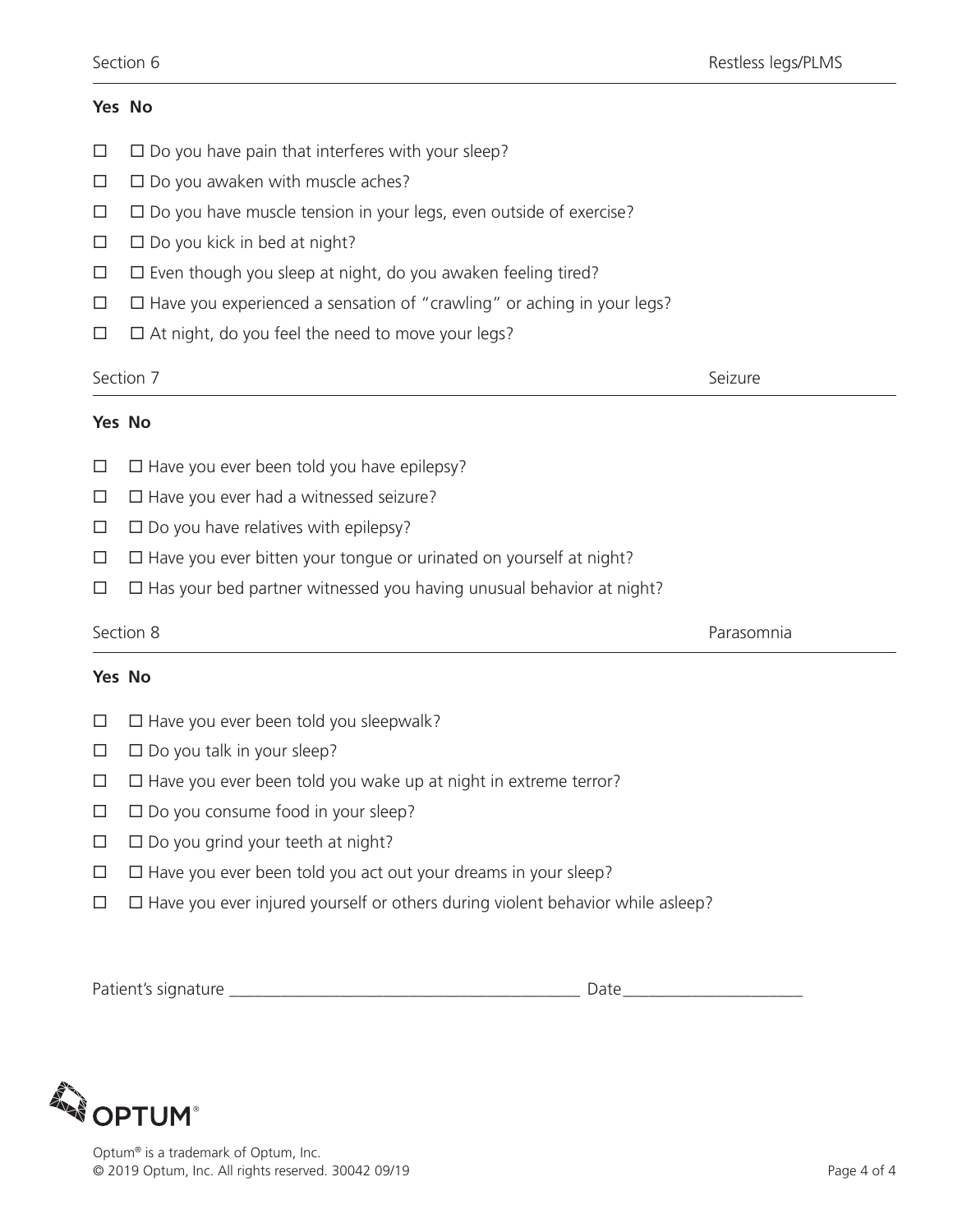## Section 6 — Restless legs/PLMS

**Yes No**

- ☐ ☐ Do you have pain that interferes with your sleep?
- ☐ ☐ Do you awaken with muscle aches?
- ☐ ☐ Do you have muscle tension in your legs, even outside of exercise?
- ☐ ☐ Do you kick in bed at night?
- ☐ ☐ Even though you sleep at night, do you awaken feeling tired?
- ☐ ☐ Have you experienced a sensation of "crawling" or aching in your legs?
- ☐ ☐ At night, do you feel the need to move your legs?

## Section 7 — Seizure

**Yes No**

- ☐ ☐ Have you ever been told you have epilepsy?
- ☐ ☐ Have you ever had a witnessed seizure?
- ☐ ☐ Do you have relatives with epilepsy?
- ☐ ☐ Have you ever bitten your tongue or urinated on yourself at night?
- ☐ ☐ Has your bed partner witnessed you having unusual behavior at night?

## Section 8 — Parasomnia

**Yes No**

- ☐ ☐ Have you ever been told you sleepwalk?
- ☐ ☐ Do you talk in your sleep?
- ☐ ☐ Have you ever been told you wake up at night in extreme terror?
- ☐ ☐ Do you consume food in your sleep?
- ☐ ☐ Do you grind your teeth at night?
- ☐ ☐ Have you ever been told you act out your dreams in your sleep?
- ☐ ☐ Have you ever injured yourself or others during violent behavior while asleep?

Patient's signature ____________________________________________ Date______________________

OPTUM®

Optum® is a trademark of Optum, Inc.
© 2019 Optum, Inc. All rights reserved. 30042 09/19